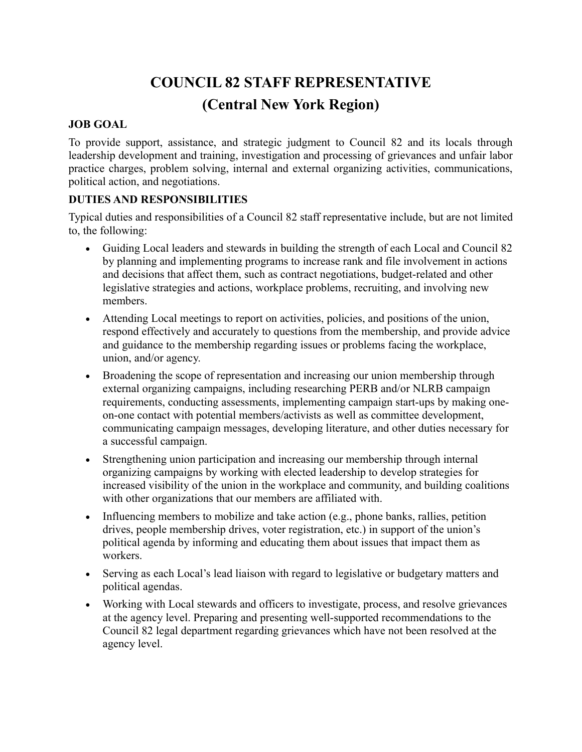# COUNCIL 82 STAFF REPRESENTATIVE
## (Central New York Region)

### JOB GOAL

To provide support, assistance, and strategic judgment to Council 82 and its locals through leadership development and training, investigation and processing of grievances and unfair labor practice charges, problem solving, internal and external organizing activities, communications, political action, and negotiations.

### DUTIES AND RESPONSIBILITIES

Typical duties and responsibilities of a Council 82 staff representative include, but are not limited to, the following:

- Guiding Local leaders and stewards in building the strength of each Local and Council 82 by planning and implementing programs to increase rank and file involvement in actions and decisions that affect them, such as contract negotiations, budget-related and other legislative strategies and actions, workplace problems, recruiting, and involving new members.
- Attending Local meetings to report on activities, policies, and positions of the union, respond effectively and accurately to questions from the membership, and provide advice and guidance to the membership regarding issues or problems facing the workplace, union, and/or agency.
- Broadening the scope of representation and increasing our union membership through external organizing campaigns, including researching PERB and/or NLRB campaign requirements, conducting assessments, implementing campaign start-ups by making one-on-one contact with potential members/activists as well as committee development, communicating campaign messages, developing literature, and other duties necessary for a successful campaign.
- Strengthening union participation and increasing our membership through internal organizing campaigns by working with elected leadership to develop strategies for increased visibility of the union in the workplace and community, and building coalitions with other organizations that our members are affiliated with.
- Influencing members to mobilize and take action (e.g., phone banks, rallies, petition drives, people membership drives, voter registration, etc.) in support of the union's political agenda by informing and educating them about issues that impact them as workers.
- Serving as each Local's lead liaison with regard to legislative or budgetary matters and political agendas.
- Working with Local stewards and officers to investigate, process, and resolve grievances at the agency level. Preparing and presenting well-supported recommendations to the Council 82 legal department regarding grievances which have not been resolved at the agency level.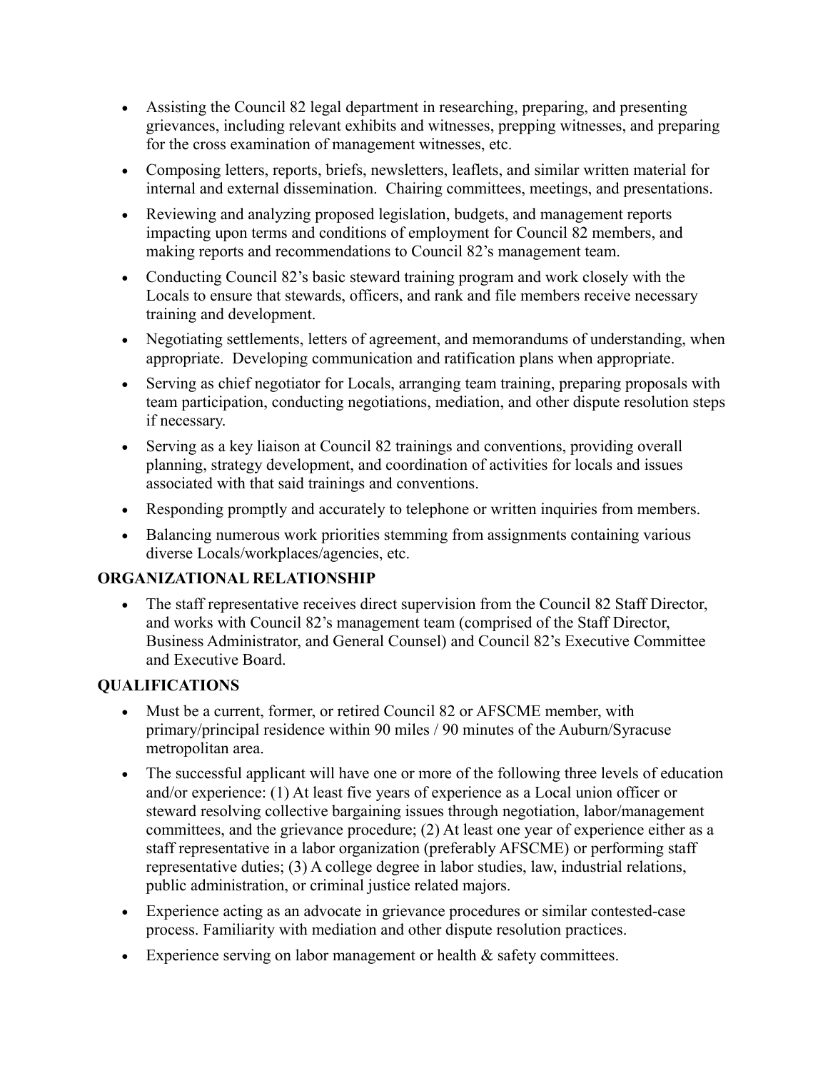- Assisting the Council 82 legal department in researching, preparing, and presenting grievances, including relevant exhibits and witnesses, prepping witnesses, and preparing for the cross examination of management witnesses, etc.
- Composing letters, reports, briefs, newsletters, leaflets, and similar written material for internal and external dissemination. Chairing committees, meetings, and presentations.
- Reviewing and analyzing proposed legislation, budgets, and management reports impacting upon terms and conditions of employment for Council 82 members, and making reports and recommendations to Council 82's management team.
- Conducting Council 82's basic steward training program and work closely with the Locals to ensure that stewards, officers, and rank and file members receive necessary training and development.
- Negotiating settlements, letters of agreement, and memorandums of understanding, when appropriate. Developing communication and ratification plans when appropriate.
- Serving as chief negotiator for Locals, arranging team training, preparing proposals with team participation, conducting negotiations, mediation, and other dispute resolution steps if necessary.
- Serving as a key liaison at Council 82 trainings and conventions, providing overall planning, strategy development, and coordination of activities for locals and issues associated with that said trainings and conventions.
- Responding promptly and accurately to telephone or written inquiries from members.
- Balancing numerous work priorities stemming from assignments containing various diverse Locals/workplaces/agencies, etc.

**ORGANIZATIONAL RELATIONSHIP**

- The staff representative receives direct supervision from the Council 82 Staff Director, and works with Council 82's management team (comprised of the Staff Director, Business Administrator, and General Counsel) and Council 82's Executive Committee and Executive Board.

**QUALIFICATIONS**

- Must be a current, former, or retired Council 82 or AFSCME member, with primary/principal residence within 90 miles / 90 minutes of the Auburn/Syracuse metropolitan area.
- The successful applicant will have one or more of the following three levels of education and/or experience: (1) At least five years of experience as a Local union officer or steward resolving collective bargaining issues through negotiation, labor/management committees, and the grievance procedure; (2) At least one year of experience either as a staff representative in a labor organization (preferably AFSCME) or performing staff representative duties; (3) A college degree in labor studies, law, industrial relations, public administration, or criminal justice related majors.
- Experience acting as an advocate in grievance procedures or similar contested-case process. Familiarity with mediation and other dispute resolution practices.
- Experience serving on labor management or health & safety committees.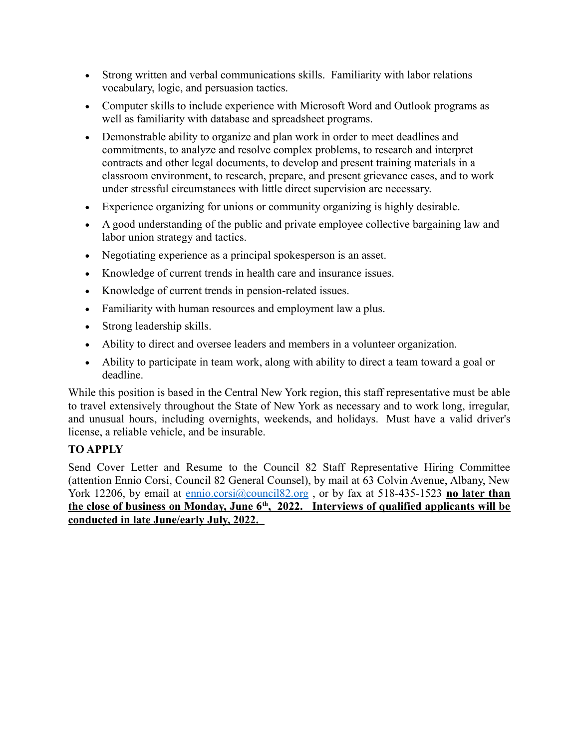- Strong written and verbal communications skills. Familiarity with labor relations vocabulary, logic, and persuasion tactics.
- Computer skills to include experience with Microsoft Word and Outlook programs as well as familiarity with database and spreadsheet programs.
- Demonstrable ability to organize and plan work in order to meet deadlines and commitments, to analyze and resolve complex problems, to research and interpret contracts and other legal documents, to develop and present training materials in a classroom environment, to research, prepare, and present grievance cases, and to work under stressful circumstances with little direct supervision are necessary.
- Experience organizing for unions or community organizing is highly desirable.
- A good understanding of the public and private employee collective bargaining law and labor union strategy and tactics.
- Negotiating experience as a principal spokesperson is an asset.
- Knowledge of current trends in health care and insurance issues.
- Knowledge of current trends in pension-related issues.
- Familiarity with human resources and employment law a plus.
- Strong leadership skills.
- Ability to direct and oversee leaders and members in a volunteer organization.
- Ability to participate in team work, along with ability to direct a team toward a goal or deadline.

While this position is based in the Central New York region, this staff representative must be able to travel extensively throughout the State of New York as necessary and to work long, irregular, and unusual hours, including overnights, weekends, and holidays. Must have a valid driver's license, a reliable vehicle, and be insurable.

**TO APPLY**

Send Cover Letter and Resume to the Council 82 Staff Representative Hiring Committee (attention Ennio Corsi, Council 82 General Counsel), by mail at 63 Colvin Avenue, Albany, New York 12206, by email at ennio.corsi@council82.org , or by fax at 518-435-1523 **no later than the close of business on Monday, June 6th, 2022. Interviews of qualified applicants will be conducted in late June/early July, 2022.**